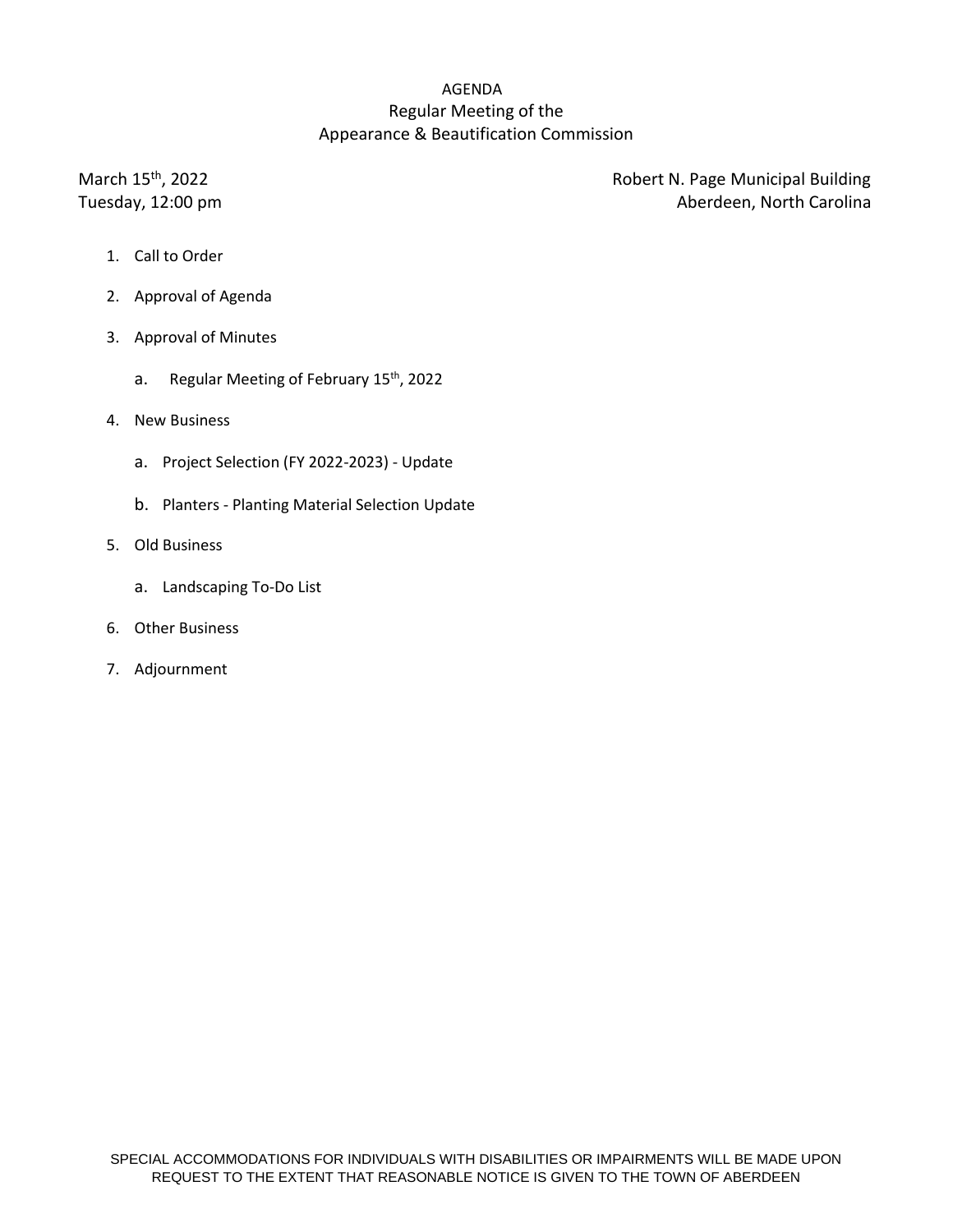# AGENDA

## Regular Meeting of the Appearance & Beautification Commission

March 15th, 2022
Tuesday, 12:00 pm

Robert N. Page Municipal Building
Aberdeen, North Carolina

1. Call to Order
2. Approval of Agenda
3. Approval of Minutes
   a. Regular Meeting of February 15th, 2022
4. New Business
   a. Project Selection (FY 2022-2023) - Update
   b. Planters - Planting Material Selection Update
5. Old Business
   a. Landscaping To-Do List
6. Other Business
7. Adjournment

SPECIAL ACCOMMODATIONS FOR INDIVIDUALS WITH DISABILITIES OR IMPAIRMENTS WILL BE MADE UPON REQUEST TO THE EXTENT THAT REASONABLE NOTICE IS GIVEN TO THE TOWN OF ABERDEEN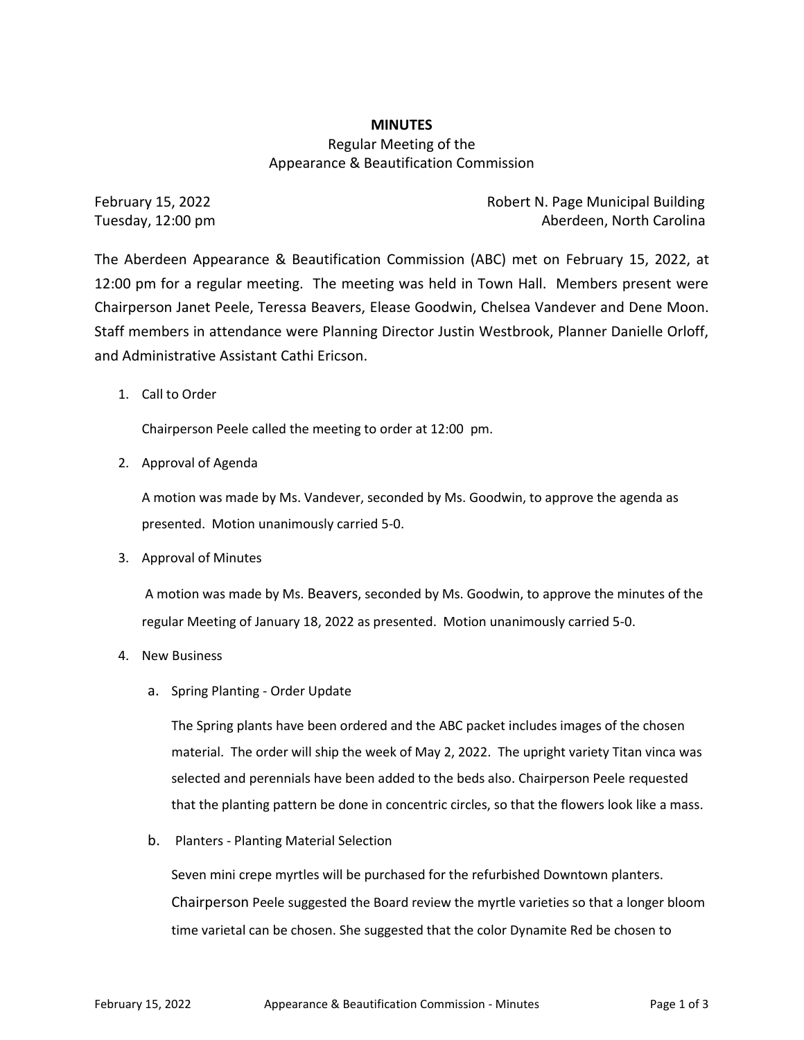**MINUTES**

Regular Meeting of the
Appearance & Beautification Commission

February 15, 2022
Tuesday, 12:00 pm

Robert N. Page Municipal Building
Aberdeen, North Carolina

The Aberdeen Appearance & Beautification Commission (ABC) met on February 15, 2022, at 12:00 pm for a regular meeting. The meeting was held in Town Hall. Members present were Chairperson Janet Peele, Teressa Beavers, Elease Goodwin, Chelsea Vandever and Dene Moon. Staff members in attendance were Planning Director Justin Westbrook, Planner Danielle Orloff, and Administrative Assistant Cathi Ericson.

1. Call to Order

   Chairperson Peele called the meeting to order at 12:00 pm.

2. Approval of Agenda

   A motion was made by Ms. Vandever, seconded by Ms. Goodwin, to approve the agenda as presented. Motion unanimously carried 5-0.

3. Approval of Minutes

   A motion was made by Ms. Beavers, seconded by Ms. Goodwin, to approve the minutes of the regular Meeting of January 18, 2022 as presented. Motion unanimously carried 5-0.

4. New Business

   a. Spring Planting - Order Update

      The Spring plants have been ordered and the ABC packet includes images of the chosen material. The order will ship the week of May 2, 2022. The upright variety Titan vinca was selected and perennials have been added to the beds also. Chairperson Peele requested that the planting pattern be done in concentric circles, so that the flowers look like a mass.

   b. Planters - Planting Material Selection

      Seven mini crepe myrtles will be purchased for the refurbished Downtown planters. Chairperson Peele suggested the Board review the myrtle varieties so that a longer bloom time varietal can be chosen. She suggested that the color Dynamite Red be chosen to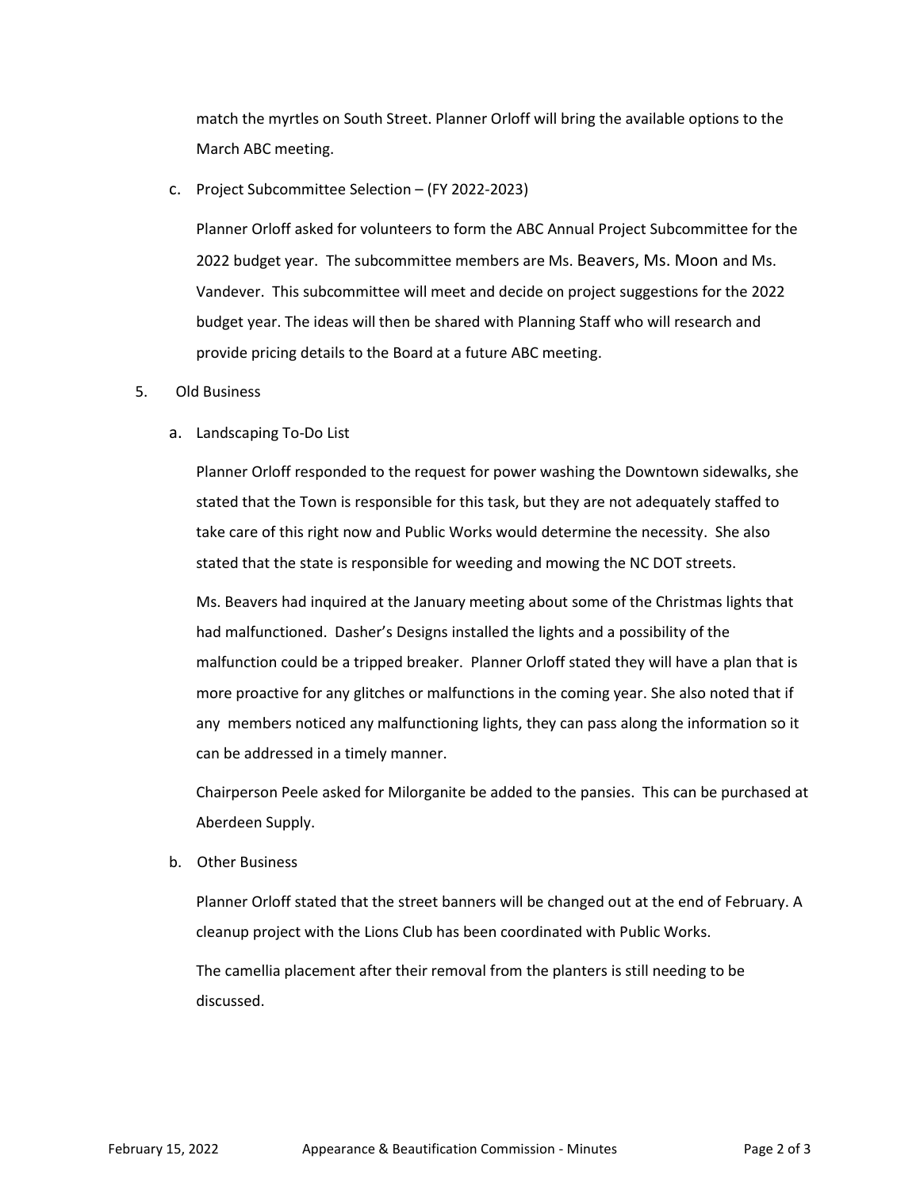match the myrtles on South Street. Planner Orloff will bring the available options to the March ABC meeting.

c. Project Subcommittee Selection – (FY 2022-2023)

Planner Orloff asked for volunteers to form the ABC Annual Project Subcommittee for the 2022 budget year. The subcommittee members are Ms. Beavers, Ms. Moon and Ms. Vandever. This subcommittee will meet and decide on project suggestions for the 2022 budget year. The ideas will then be shared with Planning Staff who will research and provide pricing details to the Board at a future ABC meeting.

5. Old Business

a. Landscaping To-Do List

Planner Orloff responded to the request for power washing the Downtown sidewalks, she stated that the Town is responsible for this task, but they are not adequately staffed to take care of this right now and Public Works would determine the necessity. She also stated that the state is responsible for weeding and mowing the NC DOT streets.

Ms. Beavers had inquired at the January meeting about some of the Christmas lights that had malfunctioned. Dasher's Designs installed the lights and a possibility of the malfunction could be a tripped breaker. Planner Orloff stated they will have a plan that is more proactive for any glitches or malfunctions in the coming year. She also noted that if any members noticed any malfunctioning lights, they can pass along the information so it can be addressed in a timely manner.

Chairperson Peele asked for Milorganite be added to the pansies. This can be purchased at Aberdeen Supply.

b. Other Business

Planner Orloff stated that the street banners will be changed out at the end of February. A cleanup project with the Lions Club has been coordinated with Public Works.

The camellia placement after their removal from the planters is still needing to be discussed.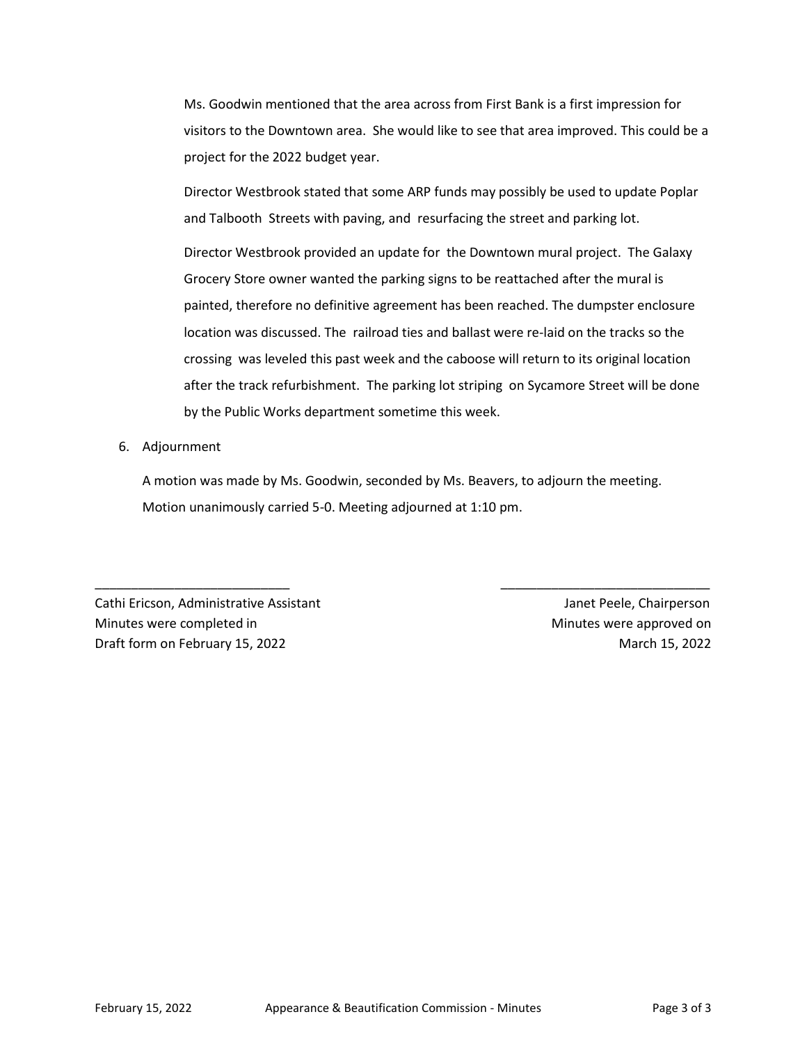Ms. Goodwin mentioned that the area across from First Bank is a first impression for visitors to the Downtown area. She would like to see that area improved. This could be a project for the 2022 budget year.

Director Westbrook stated that some ARP funds may possibly be used to update Poplar and Talbooth Streets with paving, and resurfacing the street and parking lot.

Director Westbrook provided an update for the Downtown mural project. The Galaxy Grocery Store owner wanted the parking signs to be reattached after the mural is painted, therefore no definitive agreement has been reached. The dumpster enclosure location was discussed. The railroad ties and ballast were re-laid on the tracks so the crossing was leveled this past week and the caboose will return to its original location after the track refurbishment. The parking lot striping on Sycamore Street will be done by the Public Works department sometime this week.

6. Adjournment

A motion was made by Ms. Goodwin, seconded by Ms. Beavers, to adjourn the meeting. Motion unanimously carried 5-0. Meeting adjourned at 1:10 pm.

___________________________

Cathi Ericson, Administrative Assistant
Minutes were completed in
Draft form on February 15, 2022

___________________________

Janet Peele, Chairperson
Minutes were approved on
March 15, 2022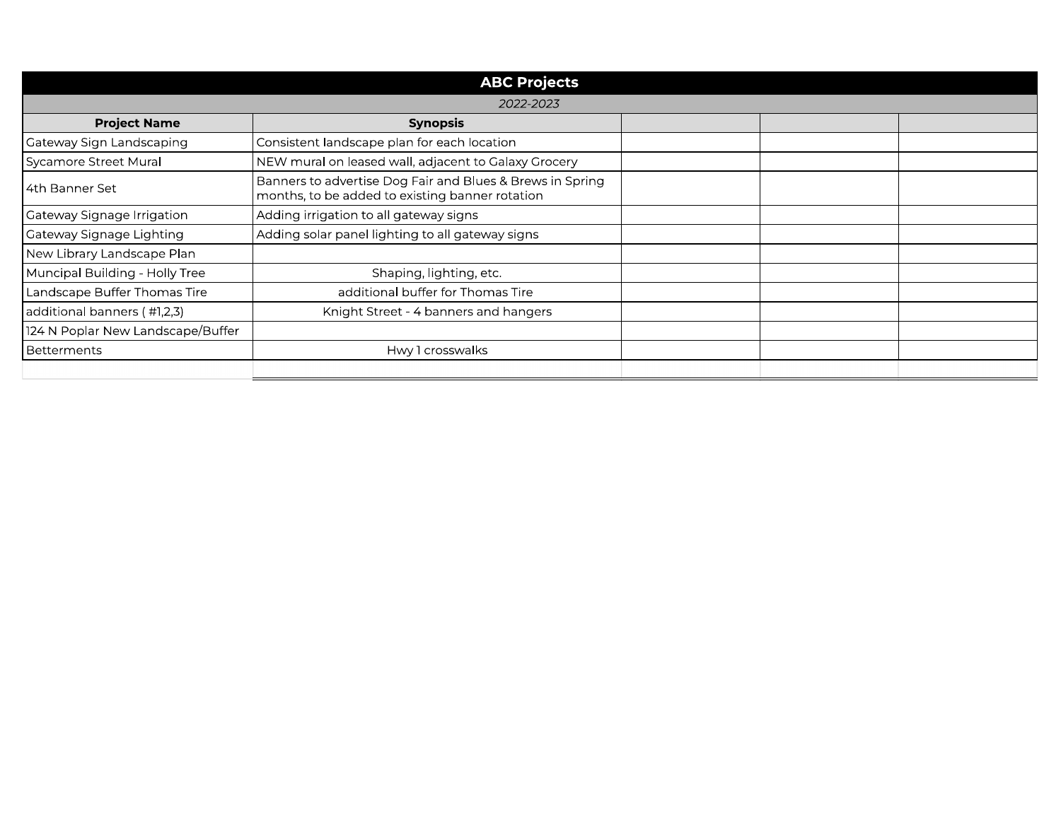| ABC Projects | | | | |
|---|---|---|---|---|
| *2022-2023* | | | | |
| **Project Name** | **Synopsis** | | | |
| Gateway Sign Landscaping | Consistent landscape plan for each location | | | |
| Sycamore Street Mural | NEW mural on leased wall, adjacent to Galaxy Grocery | | | |
| 4th Banner Set | Banners to advertise Dog Fair and Blues & Brews in Spring months, to be added to existing banner rotation | | | |
| Gateway Signage Irrigation | Adding irrigation to all gateway signs | | | |
| Gateway Signage Lighting | Adding solar panel lighting to all gateway signs | | | |
| New Library Landscape Plan | | | | |
| Muncipal Building - Holly Tree | Shaping, lighting, etc. | | | |
| Landscape Buffer Thomas Tire | additional buffer for Thomas Tire | | | |
| additional banners ( #1,2,3) | Knight Street - 4 banners and hangers | | | |
| 124 N Poplar New Landscape/Buffer | | | | |
| Betterments | Hwy 1 crosswalks | | | |
| | | | | |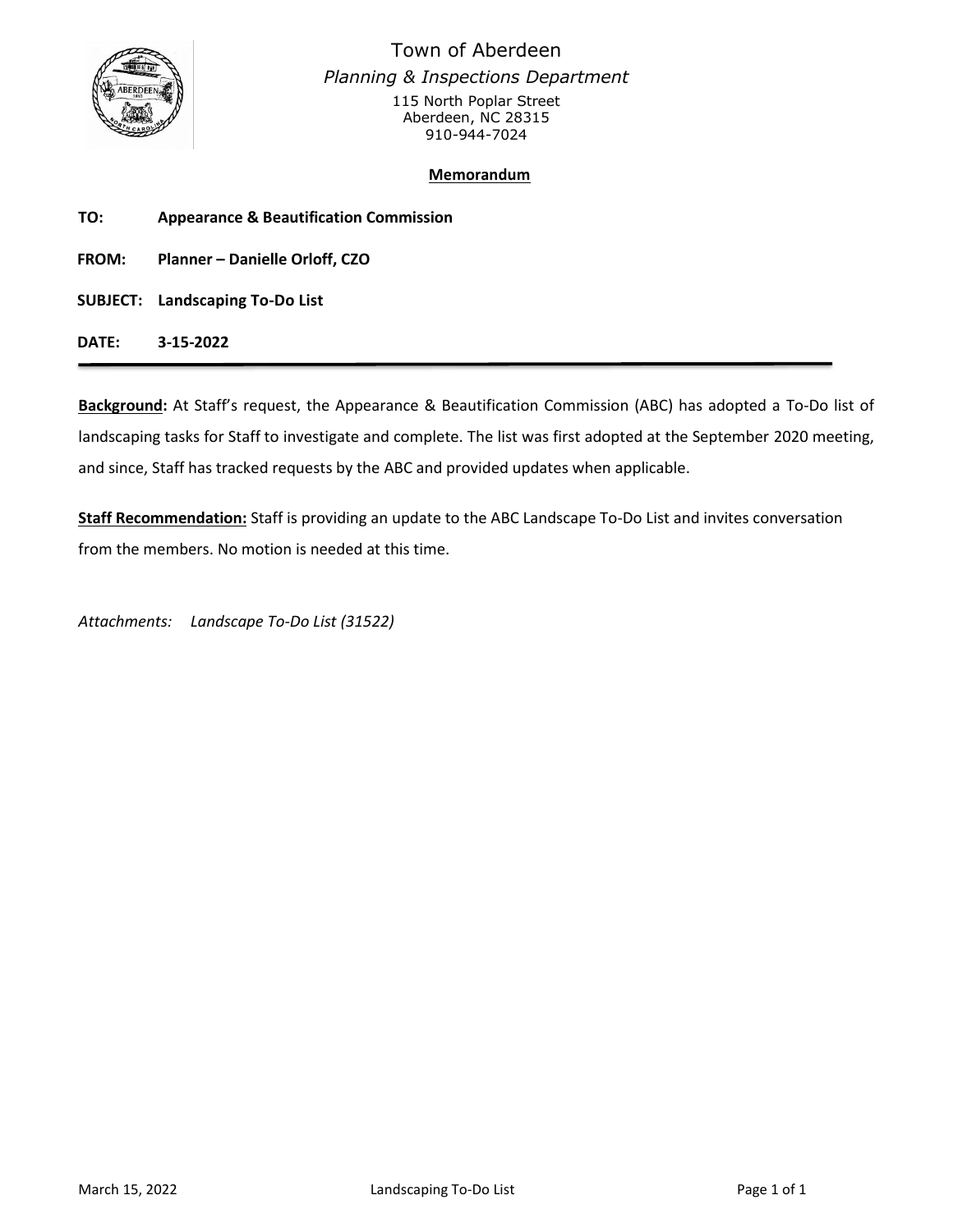# Town of Aberdeen

*Planning & Inspections Department*

115 North Poplar Street
Aberdeen, NC 28315
910-944-7024

**Memorandum**

**TO:** **Appearance & Beautification Commission**

**FROM:** **Planner – Danielle Orloff, CZO**

**SUBJECT:** **Landscaping To-Do List**

**DATE:** **3-15-2022**

---

**Background:** At Staff's request, the Appearance & Beautification Commission (ABC) has adopted a To-Do list of landscaping tasks for Staff to investigate and complete. The list was first adopted at the September 2020 meeting, and since, Staff has tracked requests by the ABC and provided updates when applicable.

**Staff Recommendation:** Staff is providing an update to the ABC Landscape To-Do List and invites conversation from the members. No motion is needed at this time.

*Attachments: Landscape To-Do List (31522)*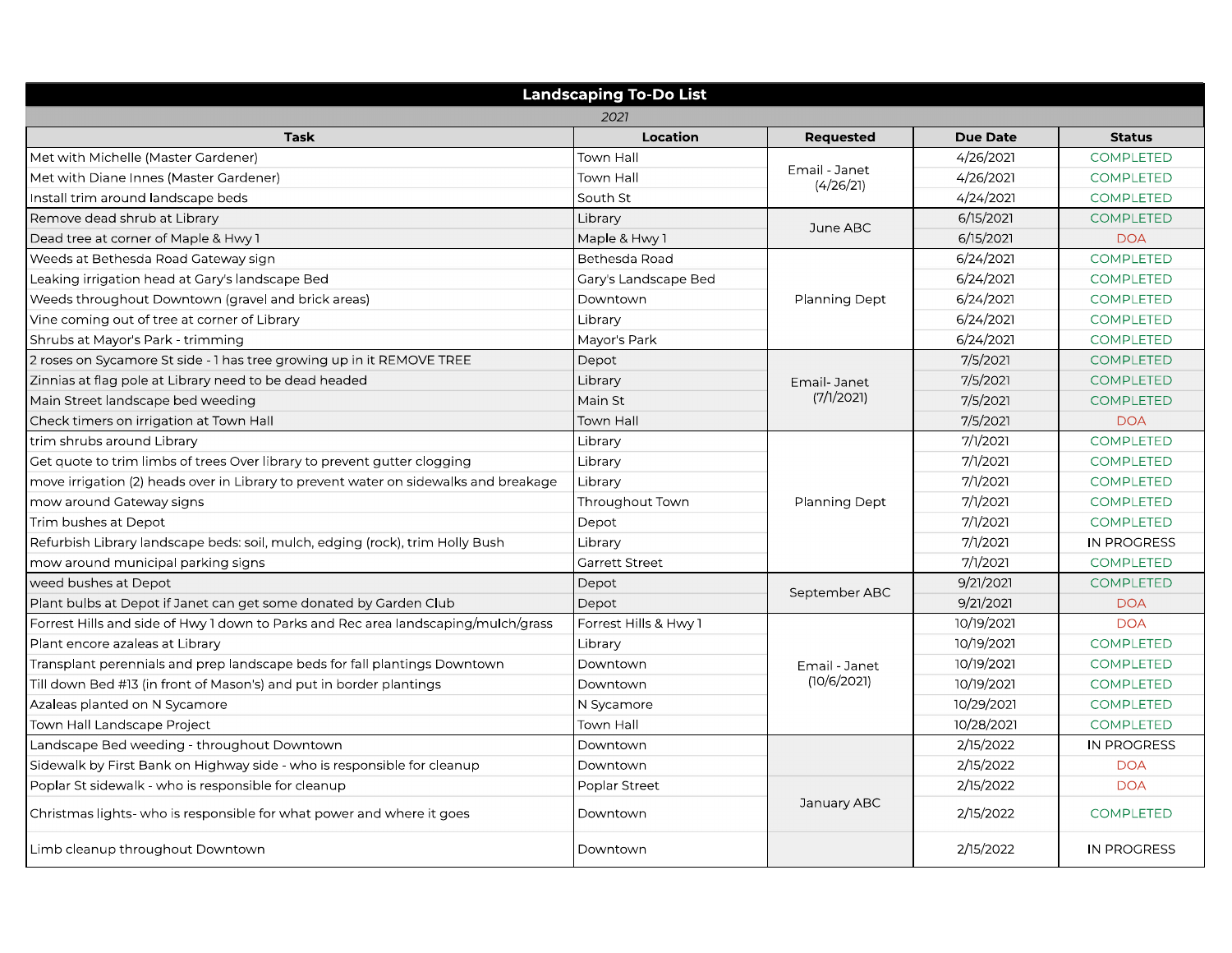# Landscaping To-Do List

*2021*

| Task | Location | Requested | Due Date | Status |
|---|---|---|---|---|
| Met with Michelle (Master Gardener) | Town Hall | Email - Janet (4/26/21) | 4/26/2021 | COMPLETED |
| Met with Diane Innes (Master Gardener) | Town Hall | | 4/26/2021 | COMPLETED |
| Install trim around landscape beds | South St | | 4/24/2021 | COMPLETED |
| Remove dead shrub at Library | Library | June ABC | 6/15/2021 | COMPLETED |
| Dead tree at corner of Maple & Hwy 1 | Maple & Hwy 1 | | 6/15/2021 | DOA |
| Weeds at Bethesda Road Gateway sign | Bethesda Road | Planning Dept | 6/24/2021 | COMPLETED |
| Leaking irrigation head at Gary's landscape Bed | Gary's Landscape Bed | | 6/24/2021 | COMPLETED |
| Weeds throughout Downtown (gravel and brick areas) | Downtown | | 6/24/2021 | COMPLETED |
| Vine coming out of tree at corner of Library | Library | | 6/24/2021 | COMPLETED |
| Shrubs at Mayor's Park - trimming | Mayor's Park | | 6/24/2021 | COMPLETED |
| 2 roses on Sycamore St side - 1 has tree growing up in it REMOVE TREE | Depot | Email- Janet (7/1/2021) | 7/5/2021 | COMPLETED |
| Zinnias at flag pole at Library need to be dead headed | Library | | 7/5/2021 | COMPLETED |
| Main Street landscape bed weeding | Main St | | 7/5/2021 | COMPLETED |
| Check timers on irrigation at Town Hall | Town Hall | | 7/5/2021 | DOA |
| trim shrubs around Library | Library | Planning Dept | 7/1/2021 | COMPLETED |
| Get quote to trim limbs of trees Over library to prevent gutter clogging | Library | | 7/1/2021 | COMPLETED |
| move irrigation (2) heads over in Library to prevent water on sidewalks and breakage | Library | | 7/1/2021 | COMPLETED |
| mow around Gateway signs | Throughout Town | | 7/1/2021 | COMPLETED |
| Trim bushes at Depot | Depot | | 7/1/2021 | COMPLETED |
| Refurbish Library landscape beds: soil, mulch, edging (rock), trim Holly Bush | Library | | 7/1/2021 | IN PROGRESS |
| mow around municipal parking signs | Garrett Street | | 7/1/2021 | COMPLETED |
| weed bushes at Depot | Depot | September ABC | 9/21/2021 | COMPLETED |
| Plant bulbs at Depot if Janet can get some donated by Garden Club | Depot | | 9/21/2021 | DOA |
| Forrest Hills and side of Hwy 1 down to Parks and Rec area landscaping/mulch/grass | Forrest Hills & Hwy 1 | Email - Janet (10/6/2021) | 10/19/2021 | DOA |
| Plant encore azaleas at Library | Library | | 10/19/2021 | COMPLETED |
| Transplant perennials and prep landscape beds for fall plantings Downtown | Downtown | | 10/19/2021 | COMPLETED |
| Till down Bed #13 (in front of Mason's) and put in border plantings | Downtown | | 10/19/2021 | COMPLETED |
| Azaleas planted on N Sycamore | N Sycamore | | 10/29/2021 | COMPLETED |
| Town Hall Landscape Project | Town Hall | | 10/28/2021 | COMPLETED |
| Landscape Bed weeding - throughout Downtown | Downtown | January ABC | 2/15/2022 | IN PROGRESS |
| Sidewalk by First Bank on Highway side - who is responsible for cleanup | Downtown | | 2/15/2022 | DOA |
| Poplar St sidewalk - who is responsible for cleanup | Poplar Street | | 2/15/2022 | DOA |
| Christmas lights- who is responsible for what power and where it goes | Downtown | | 2/15/2022 | COMPLETED |
| Limb cleanup throughout Downtown | Downtown | | 2/15/2022 | IN PROGRESS |